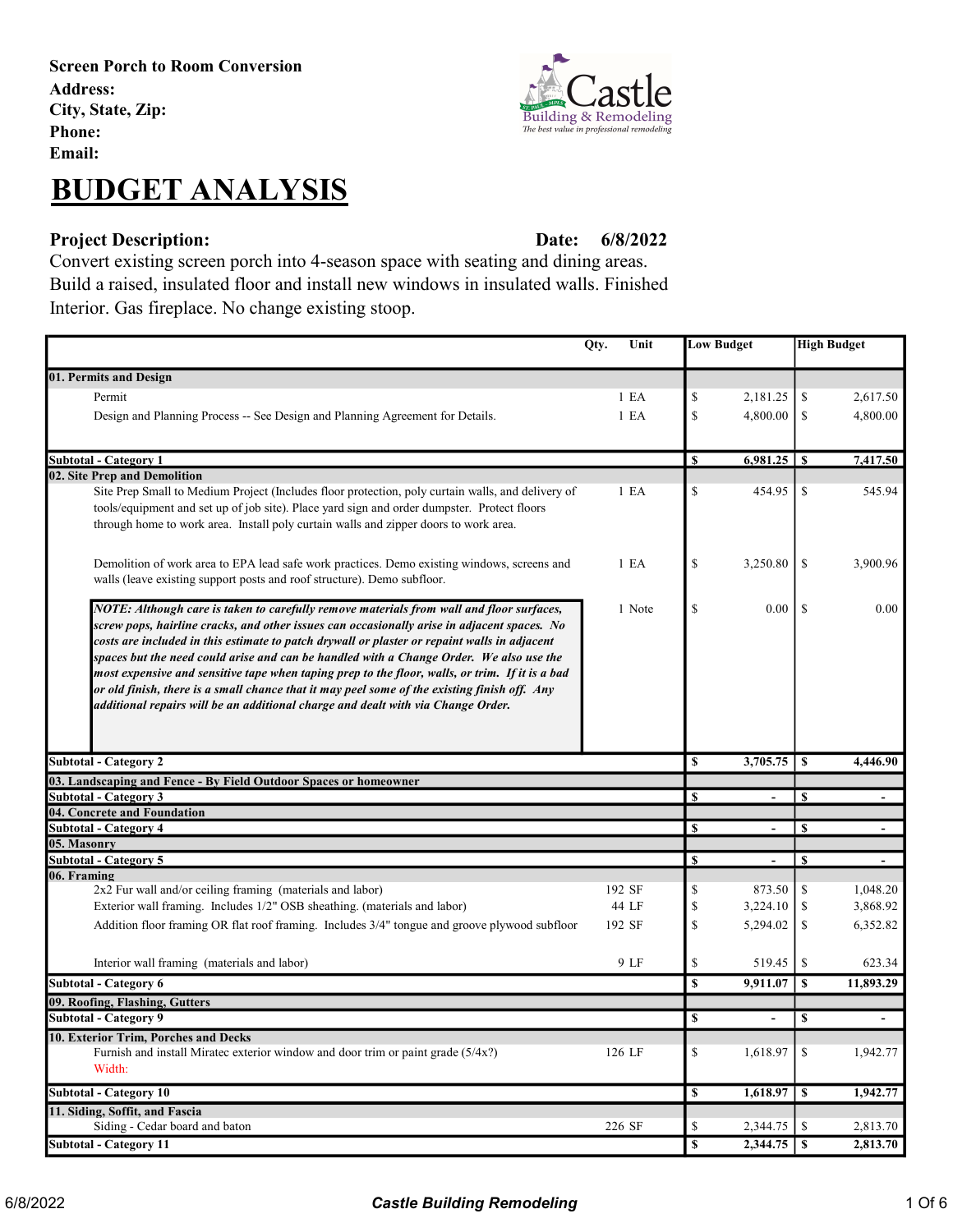**Screen Porch to Room Conversion**
**Address:**
**City, State, Zip:**
**Phone:**
**Email:**

Castle
Building & Remodeling
The best value in professional remodeling

# BUDGET ANALYSIS

**Project Description:** **Date: 6/8/2022**

Convert existing screen porch into 4-season space with seating and dining areas. Build a raised, insulated floor and install new windows in insulated walls. Finished Interior. Gas fireplace. No change existing stoop.

| | Qty. | Unit | Low Budget | High Budget |
|---|---|---|---|---|
| **01. Permits and Design** | | | | |
| Permit | 1 | EA | $ 2,181.25 | $ 2,617.50 |
| Design and Planning Process -- See Design and Planning Agreement for Details. | 1 | EA | $ 4,800.00 | $ 4,800.00 |
| **Subtotal - Category 1** | | | **$ 6,981.25** | **$ 7,417.50** |
| **02. Site Prep and Demolition** | | | | |
| Site Prep Small to Medium Project (Includes floor protection, poly curtain walls, and delivery of tools/equipment and set up of job site). Place yard sign and order dumpster. Protect floors through home to work area. Install poly curtain walls and zipper doors to work area. | 1 | EA | $ 454.95 | $ 545.94 |
| Demolition of work area to EPA lead safe work practices. Demo existing windows, screens and walls (leave existing support posts and roof structure). Demo subfloor. | 1 | EA | $ 3,250.80 | $ 3,900.96 |
| ***NOTE: Although care is taken to carefully remove materials from wall and floor surfaces, screw pops, hairline cracks, and other issues can occasionally arise in adjacent spaces. No costs are included in this estimate to patch drywall or plaster or repaint walls in adjacent spaces but the need could arise and can be handled with a Change Order. We also use the most expensive and sensitive tape when taping prep to the floor, walls, or trim. If it is a bad or old finish, there is a small chance that it may peel some of the existing finish off. Any additional repairs will be an additional charge and dealt with via Change Order.*** | 1 | Note | $ 0.00 | $ 0.00 |
| **Subtotal - Category 2** | | | **$ 3,705.75** | **$ 4,446.90** |
| **03. Landscaping and Fence - By Field Outdoor Spaces or homeowner** | | | | |
| **Subtotal - Category 3** | | | **$ -** | **$ -** |
| **04. Concrete and Foundation** | | | | |
| **Subtotal - Category 4** | | | **$ -** | **$ -** |
| **05. Masonry** | | | | |
| **Subtotal - Category 5** | | | **$ -** | **$ -** |
| **06. Framing** | | | | |
| 2x2 Fur wall and/or ceiling framing (materials and labor) | 192 | SF | $ 873.50 | $ 1,048.20 |
| Exterior wall framing. Includes 1/2" OSB sheathing. (materials and labor) | 44 | LF | $ 3,224.10 | $ 3,868.92 |
| Addition floor framing OR flat roof framing. Includes 3/4" tongue and groove plywood subfloor | 192 | SF | $ 5,294.02 | $ 6,352.82 |
| Interior wall framing (materials and labor) | 9 | LF | $ 519.45 | $ 623.34 |
| **Subtotal - Category 6** | | | **$ 9,911.07** | **$ 11,893.29** |
| **09. Roofing, Flashing, Gutters** | | | | |
| **Subtotal - Category 9** | | | **$ -** | **$ -** |
| **10. Exterior Trim, Porches and Decks** | | | | |
| Furnish and install Miratec exterior window and door trim or paint grade (5/4x?) Width: | 126 | LF | $ 1,618.97 | $ 1,942.77 |
| **Subtotal - Category 10** | | | **$ 1,618.97** | **$ 1,942.77** |
| **11. Siding, Soffit, and Fascia** | | | | |
| Siding - Cedar board and baton | 226 | SF | $ 2,344.75 | $ 2,813.70 |
| **Subtotal - Category 11** | | | **$ 2,344.75** | **$ 2,813.70** |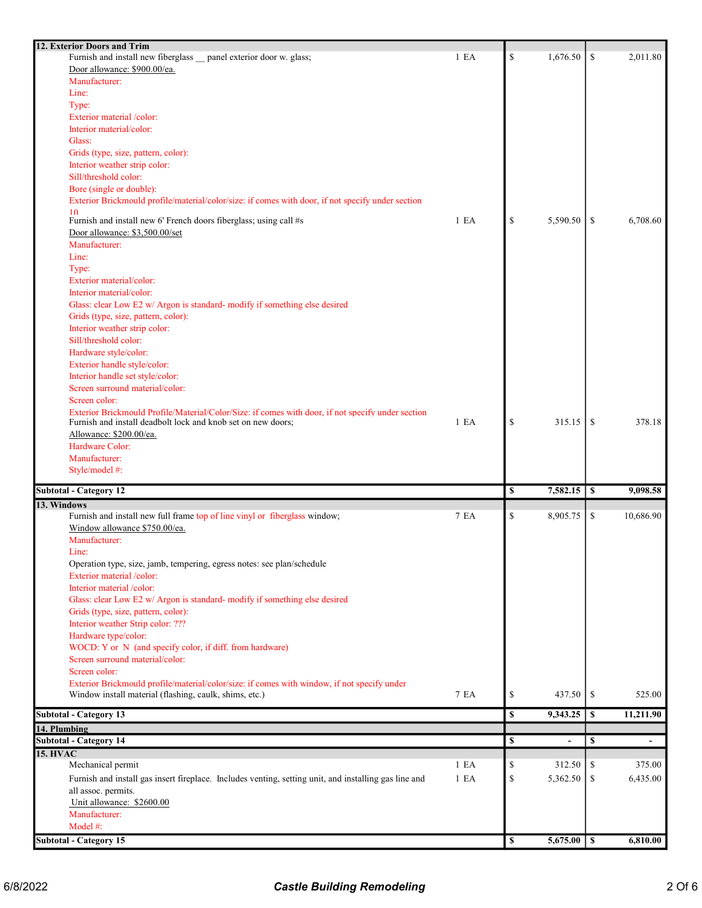| Description | Qty | Cost | Price |
| --- | --- | --- | --- |
| **12. Exterior Doors and Trim** | | | |
| Furnish and install new fiberglass __ panel exterior door w. glass; | 1 EA | $ 1,676.50 | $ 2,011.80 |
| Door allowance: $900.00/ea. | | | |
| Manufacturer: | | | |
| Line: | | | |
| Type: | | | |
| Exterior material /color: | | | |
| Interior material/color: | | | |
| Glass: | | | |
| Grids (type, size, pattern, color): | | | |
| Interior weather strip color: | | | |
| Sill/threshold color: | | | |
| Bore (single or double): | | | |
| Exterior Brickmould profile/material/color/size: if comes with door, if not specify under section 10 | | | |
| Furnish and install new 6' French doors fiberglass; using call #s | 1 EA | $ 5,590.50 | $ 6,708.60 |
| Door allowance: $3,500.00/set | | | |
| Manufacturer: | | | |
| Line: | | | |
| Type: | | | |
| Exterior material/color: | | | |
| Interior material/color: | | | |
| Glass: clear Low E2 w/ Argon is standard- modify if something else desired | | | |
| Grids (type, size, pattern, color): | | | |
| Interior weather strip color: | | | |
| Sill/threshold color: | | | |
| Hardware style/color: | | | |
| Exterior handle style/color: | | | |
| Interior handle set style/color: | | | |
| Screen surround material/color: | | | |
| Screen color: | | | |
| Exterior Brickmould Profile/Material/Color/Size: if comes with door, if not specify under section | | | |
| Furnish and install deadbolt lock and knob set on new doors; | 1 EA | $ 315.15 | $ 378.18 |
| Allowance: $200.00/ea. | | | |
| Hardware Color: | | | |
| Manufacturer: | | | |
| Style/model #: | | | |
| **Subtotal - Category 12** | | **$ 7,582.15** | **$ 9,098.58** |
| **13. Windows** | | | |
| Furnish and install new full frame top of line vinyl or fiberglass window; | 7 EA | $ 8,905.75 | $ 10,686.90 |
| Window allowance $750.00/ea. | | | |
| Manufacturer: | | | |
| Line: | | | |
| Operation type, size, jamb, tempering, egress notes: see plan/schedule | | | |
| Exterior material /color: | | | |
| Interior material /color: | | | |
| Glass: clear Low E2 w/ Argon is standard- modify if something else desired | | | |
| Grids (type, size, pattern, color): | | | |
| Interior weather Strip color: ??? | | | |
| Hardware type/color: | | | |
| WOCD: Y or N (and specify color, if diff. from hardware) | | | |
| Screen surround material/color: | | | |
| Screen color: | | | |
| Exterior Brickmould profile/material/color/size: if comes with window, if not specify under | | | |
| Window install material (flashing, caulk, shims, etc.) | 7 EA | $ 437.50 | $ 525.00 |
| **Subtotal - Category 13** | | **$ 9,343.25** | **$ 11,211.90** |
| **14. Plumbing** | | | |
| **Subtotal - Category 14** | | **$ -** | **$ -** |
| **15. HVAC** | | | |
| Mechanical permit | 1 EA | $ 312.50 | $ 375.00 |
| Furnish and install gas insert fireplace. Includes venting, setting unit, and installing gas line and all assoc. permits. | 1 EA | $ 5,362.50 | $ 6,435.00 |
| Unit allowance: $2600.00 | | | |
| Manufacturer: | | | |
| Model #: | | | |
| **Subtotal - Category 15** | | **$ 5,675.00** | **$ 6,810.00** |

6/8/2022 — *Castle Building Remodeling*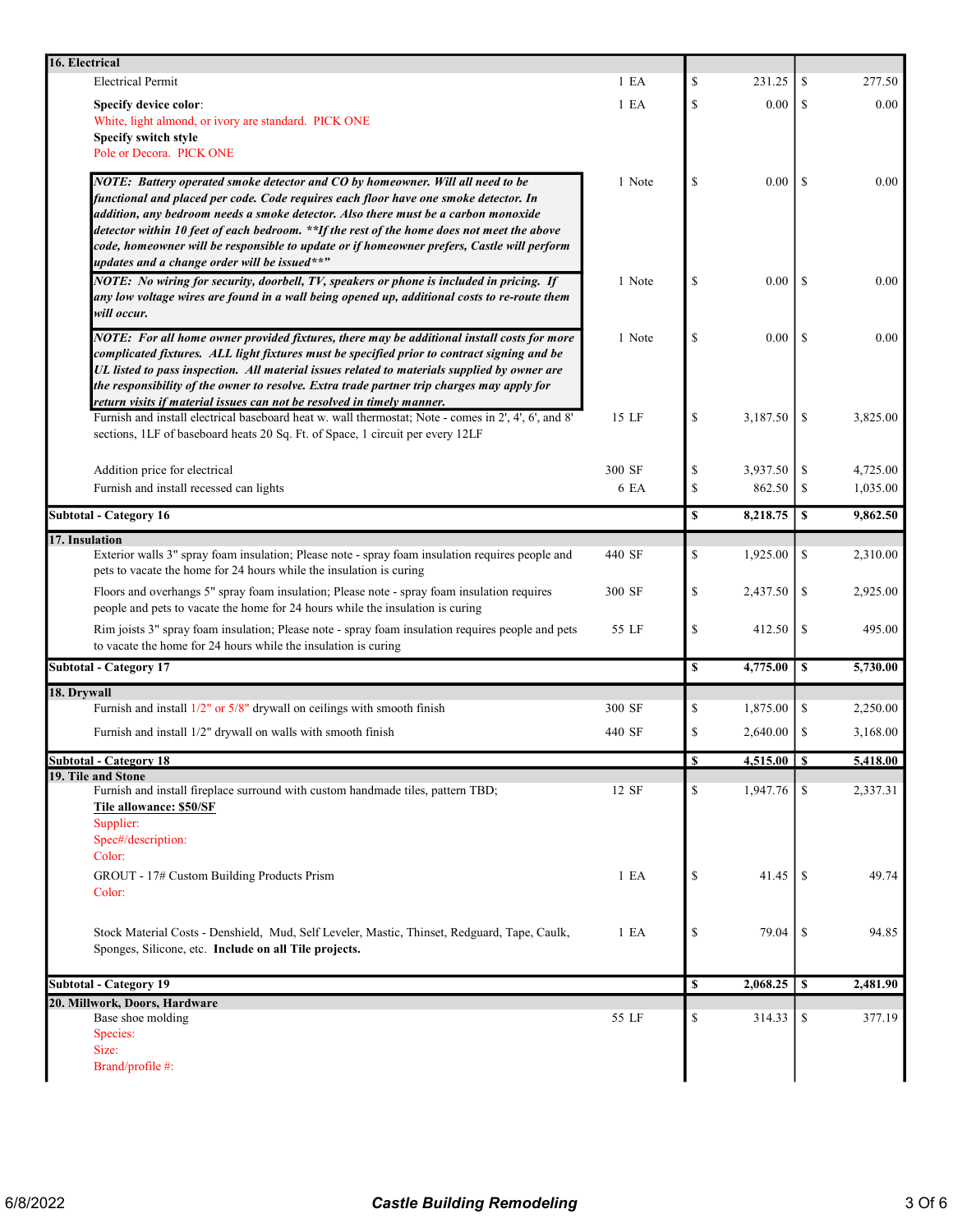| Description | Qty | Cost | Price |
| --- | --- | --- | --- |
| **16. Electrical** | | | |
| Electrical Permit | 1 EA | $ 231.25 | $ 277.50 |
| **Specify device color**: White, light almond, or ivory are standard. PICK ONE **Specify switch style** Pole or Decora. PICK ONE | 1 EA | $ 0.00 | $ 0.00 |
| ***NOTE: Battery operated smoke detector and CO by homeowner. Will all need to be functional and placed per code. Code requires each floor have one smoke detector. In addition, any bedroom needs a smoke detector. Also there must be a carbon monoxide detector within 10 feet of each bedroom. **If the rest of the home does not meet the above code, homeowner will be responsible to update or if homeowner prefers, Castle will perform updates and a change order will be issued**"*** | 1 Note | $ 0.00 | $ 0.00 |
| ***NOTE: No wiring for security, doorbell, TV, speakers or phone is included in pricing. If any low voltage wires are found in a wall being opened up, additional costs to re-route them will occur.*** | 1 Note | $ 0.00 | $ 0.00 |
| ***NOTE: For all home owner provided fixtures, there may be additional install costs for more complicated fixtures. ALL light fixtures must be specified prior to contract signing and be UL listed to pass inspection. All material issues related to materials supplied by owner are the responsibility of the owner to resolve. Extra trade partner trip charges may apply for return visits if material issues can not be resolved in timely manner.*** | 1 Note | $ 0.00 | $ 0.00 |
| Furnish and install electrical baseboard heat w. wall thermostat; Note - comes in 2', 4', 6', and 8' sections, 1LF of baseboard heats 20 Sq. Ft. of Space, 1 circuit per every 12LF | 15 LF | $ 3,187.50 | $ 3,825.00 |
| Addition price for electrical | 300 SF | $ 3,937.50 | $ 4,725.00 |
| Furnish and install recessed can lights | 6 EA | $ 862.50 | $ 1,035.00 |
| **Subtotal - Category 16** | | **$ 8,218.75** | **$ 9,862.50** |
| **17. Insulation** | | | |
| Exterior walls 3" spray foam insulation; Please note - spray foam insulation requires people and pets to vacate the home for 24 hours while the insulation is curing | 440 SF | $ 1,925.00 | $ 2,310.00 |
| Floors and overhangs 5" spray foam insulation; Please note - spray foam insulation requires people and pets to vacate the home for 24 hours while the insulation is curing | 300 SF | $ 2,437.50 | $ 2,925.00 |
| Rim joists 3" spray foam insulation; Please note - spray foam insulation requires people and pets to vacate the home for 24 hours while the insulation is curing | 55 LF | $ 412.50 | $ 495.00 |
| **Subtotal - Category 17** | | **$ 4,775.00** | **$ 5,730.00** |
| **18. Drywall** | | | |
| Furnish and install 1/2" or 5/8" drywall on ceilings with smooth finish | 300 SF | $ 1,875.00 | $ 2,250.00 |
| Furnish and install 1/2" drywall on walls with smooth finish | 440 SF | $ 2,640.00 | $ 3,168.00 |
| **Subtotal - Category 18** | | **$ 4,515.00** | **$ 5,418.00** |
| **19. Tile and Stone** | | | |
| Furnish and install fireplace surround with custom handmade tiles, pattern TBD; **Tile allowance: $50/SF** Supplier: Spec#/description: Color: | 12 SF | $ 1,947.76 | $ 2,337.31 |
| GROUT - 17# Custom Building Products Prism Color: | 1 EA | $ 41.45 | $ 49.74 |
| Stock Material Costs - Denshield, Mud, Self Leveler, Mastic, Thinset, Redguard, Tape, Caulk, Sponges, Silicone, etc. **Include on all Tile projects.** | 1 EA | $ 79.04 | $ 94.85 |
| **Subtotal - Category 19** | | **$ 2,068.25** | **$ 2,481.90** |
| **20. Millwork, Doors, Hardware** | | | |
| Base shoe molding Species: Size: Brand/profile #: | 55 LF | $ 314.33 | $ 377.19 |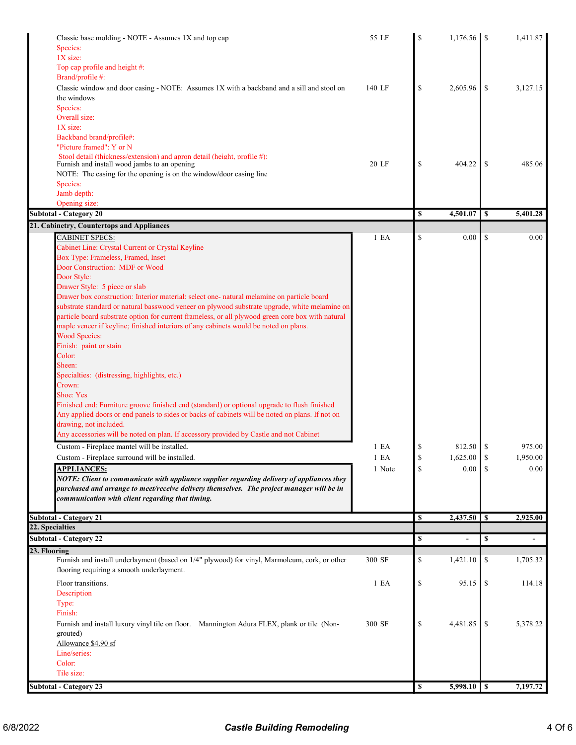| Description | Qty | Cost | Price |
|---|---|---|---|
| Classic base molding - NOTE - Assumes 1X and top cap<br>Species:<br>1X size:<br>Top cap profile and height #:<br>Brand/profile #: | 55 LF | $ 1,176.56 | $ 1,411.87 |
| Classic window and door casing - NOTE: Assumes 1X with a backband and a sill and stool on the windows<br>Species:<br>Overall size:<br>1X size:<br>Backband brand/profile#:<br>"Picture framed": Y or N<br>Stool detail (thickness/extension) and apron detail (height, profile #): | 140 LF | $ 2,605.96 | $ 3,127.15 |
| Furnish and install wood jambs to an opening<br>NOTE: The casing for the opening is on the window/door casing line<br>Species:<br>Jamb depth:<br>Opening size: | 20 LF | $ 404.22 | $ 485.06 |
| **Subtotal - Category 20** | | **$ 4,501.07** | **$ 5,401.28** |
| **21. Cabinetry, Countertops and Appliances** | | | |
| CABINET SPECS:<br>Cabinet Line: Crystal Current or Crystal Keyline<br>Box Type: Frameless, Framed, Inset<br>Door Construction: MDF or Wood<br>Door Style:<br>Drawer Style: 5 piece or slab<br>Drawer box construction: Interior material: select one- natural melamine on particle board substrate standard or natural basswood veneer on plywood substrate upgrade, white melamine on particle board substrate option for current frameless, or all plywood green core box with natural maple veneer if keyline; finished interiors of any cabinets would be noted on plans.<br>Wood Species:<br>Finish: paint or stain<br>Color:<br>Sheen:<br>Specialties: (distressing, highlights, etc.)<br>Crown:<br>Shoe: Yes<br>Finished end: Furniture groove finished end (standard) or optional upgrade to flush finished<br>Any applied doors or end panels to sides or backs of cabinets will be noted on plans. If not on drawing, not included.<br>Any accessories will be noted on plan. If accessory provided by Castle and not Cabinet | 1 EA | $ 0.00 | $ 0.00 |
| Custom - Fireplace mantel will be installed. | 1 EA | $ 812.50 | $ 975.00 |
| Custom - Fireplace surround will be installed. | 1 EA | $ 1,625.00 | $ 1,950.00 |
| **APPLIANCES:**<br>***NOTE: Client to communicate with appliance supplier regarding delivery of appliances they purchased and arrange to meet/receive delivery themselves. The project manager will be in communication with client regarding that timing.*** | 1 Note | $ 0.00 | $ 0.00 |
| **Subtotal - Category 21** | | **$ 2,437.50** | **$ 2,925.00** |
| **22. Specialties** | | | |
| **Subtotal - Category 22** | | **$ -** | **$ -** |
| **23. Flooring** | | | |
| Furnish and install underlayment (based on 1/4" plywood) for vinyl, Marmoleum, cork, or other flooring requiring a smooth underlayment. | 300 SF | $ 1,421.10 | $ 1,705.32 |
| Floor transitions.<br>Description<br>Type:<br>Finish: | 1 EA | $ 95.15 | $ 114.18 |
| Furnish and install luxury vinyl tile on floor. Mannington Adura FLEX, plank or tile (Non-grouted)<br>Allowance $4.90 sf<br>Line/series:<br>Color:<br>Tile size: | 300 SF | $ 4,481.85 | $ 5,378.22 |
| **Subtotal - Category 23** | | **$ 5,998.10** | **$ 7,197.72** |

6/8/2022 — *Castle Building Remodeling*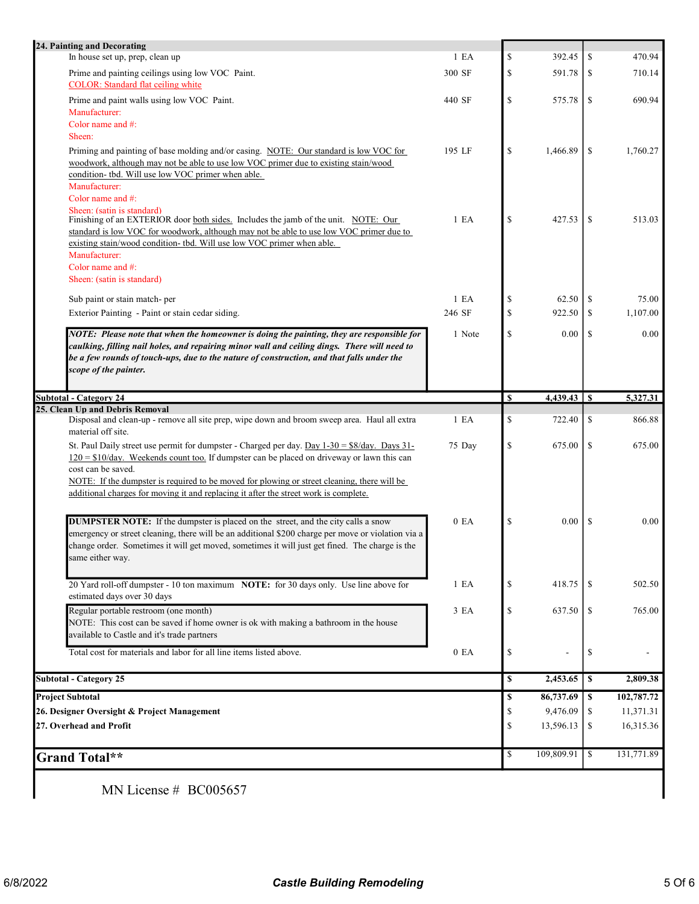| Description | Qty | Cost | Price |
|---|---|---|---|
| **24. Painting and Decorating** | | | |
| In house set up, prep, clean up | 1 EA | $ 392.45 | $ 470.94 |
| Prime and painting ceilings using low VOC Paint.<br>COLOR: Standard flat ceiling white | 300 SF | $ 591.78 | $ 710.14 |
| Prime and paint walls using low VOC Paint.<br>Manufacturer:<br>Color name and #:<br>Sheen: | 440 SF | $ 575.78 | $ 690.94 |
| Priming and painting of base molding and/or casing. NOTE: Our standard is low VOC for woodwork, although may not be able to use low VOC primer due to existing stain/wood condition- tbd. Will use low VOC primer when able.<br>Manufacturer:<br>Color name and #:<br>Sheen: (satin is standard) | 195 LF | $ 1,466.89 | $ 1,760.27 |
| Finishing of an EXTERIOR door both sides. Includes the jamb of the unit. NOTE: Our standard is low VOC for woodwork, although may not be able to use low VOC primer due to existing stain/wood condition- tbd. Will use low VOC primer when able.<br>Manufacturer:<br>Color name and #:<br>Sheen: (satin is standard) | 1 EA | $ 427.53 | $ 513.03 |
| Sub paint or stain match- per | 1 EA | $ 62.50 | $ 75.00 |
| Exterior Painting - Paint or stain cedar siding. | 246 SF | $ 922.50 | $ 1,107.00 |
| ***NOTE: Please note that when the homeowner is doing the painting, they are responsible for caulking, filling nail holes, and repairing minor wall and ceiling dings. There will need to be a few rounds of touch-ups, due to the nature of construction, and that falls under the scope of the painter.*** | 1 Note | $ 0.00 | $ 0.00 |
| **Subtotal - Category 24** | | **$ 4,439.43** | **$ 5,327.31** |
| **25. Clean Up and Debris Removal** | | | |
| Disposal and clean-up - remove all site prep, wipe down and broom sweep area. Haul all extra material off site. | 1 EA | $ 722.40 | $ 866.88 |
| St. Paul Daily street use permit for dumpster - Charged per day. Day 1-30 = $8/day. Days 31-120 = $10/day. Weekends count too. If dumpster can be placed on driveway or lawn this can cost can be saved.<br>NOTE: If the dumpster is required to be moved for plowing or street cleaning, there will be additional charges for moving it and replacing it after the street work is complete. | 75 Day | $ 675.00 | $ 675.00 |
| **DUMPSTER NOTE:** If the dumpster is placed on the street, and the city calls a snow emergency or street cleaning, there will be an additional $200 charge per move or violation via a change order. Sometimes it will get moved, sometimes it will just get fined. The charge is the same either way. | 0 EA | $ 0.00 | $ 0.00 |
| 20 Yard roll-off dumpster - 10 ton maximum **NOTE:** for 30 days only. Use line above for estimated days over 30 days | 1 EA | $ 418.75 | $ 502.50 |
| Regular portable restroom (one month)<br>NOTE: This cost can be saved if home owner is ok with making a bathroom in the house available to Castle and it's trade partners | 3 EA | $ 637.50 | $ 765.00 |
| Total cost for materials and labor for all line items listed above. | 0 EA | $ - | $ - |
| **Subtotal - Category 25** | | **$ 2,453.65** | **$ 2,809.38** |
| **Project Subtotal** | | **$ 86,737.69** | **$ 102,787.72** |
| **26. Designer Oversight & Project Management** | | $ 9,476.09 | $ 11,371.31 |
| **27. Overhead and Profit** | | $ 13,596.13 | $ 16,315.36 |
| **Grand Total\*\*** | | $ 109,809.91 | $ 131,771.89 |

MN License # BC005657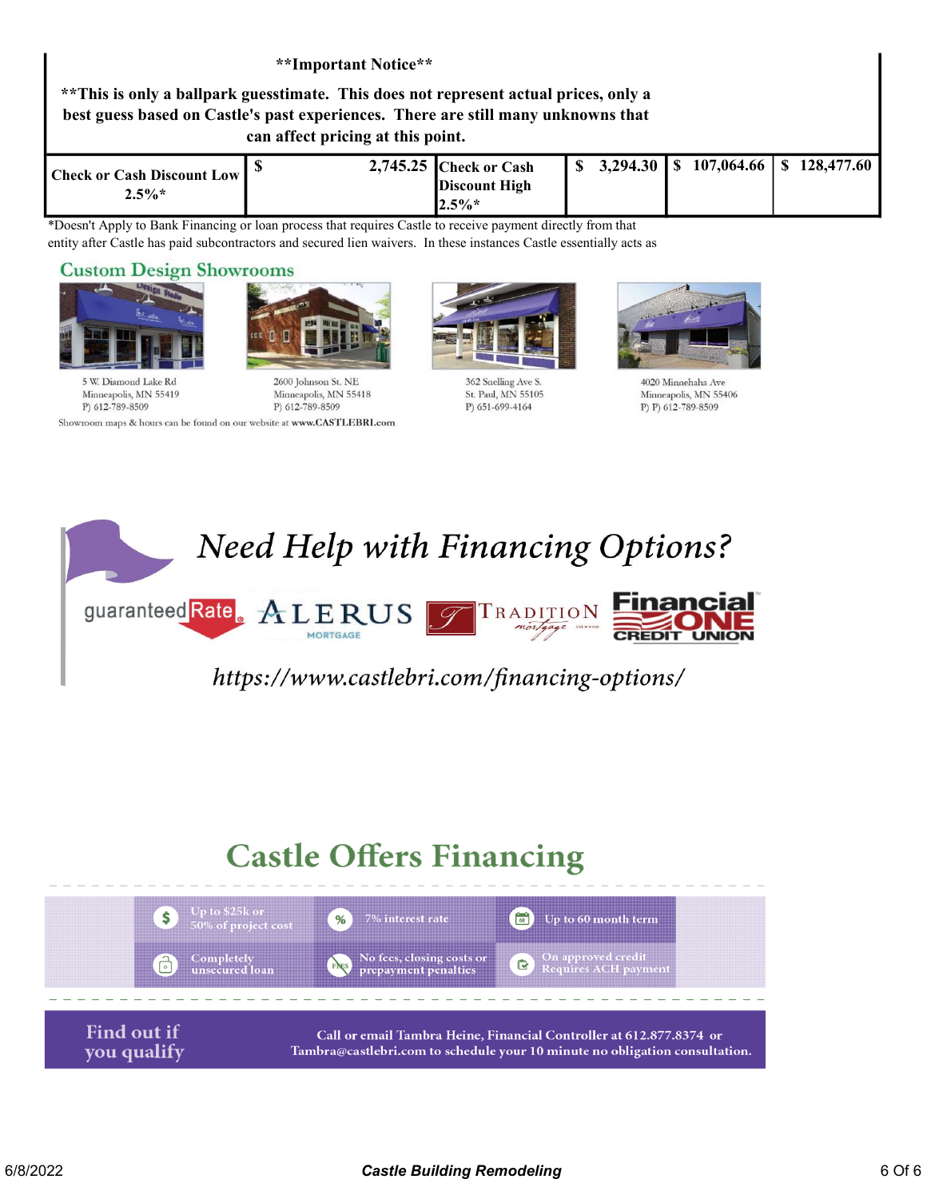**Important Notice**

**This is only a ballpark guesstimate. This does not represent actual prices, only a best guess based on Castle's past experiences. There are still many unknowns that can affect pricing at this point.**

| | | | | | |
|---|---|---|---|---|---|
| **Check or Cash Discount Low 2.5%*** | **$ 2,745.25** | **Check or Cash Discount High 2.5%*** | **$ 3,294.30** | **$ 107,064.66** | **$ 128,477.60** |

*Doesn't Apply to Bank Financing or loan process that requires Castle to receive payment directly from that entity after Castle has paid subcontractors and secured lien waivers. In these instances Castle essentially acts as

## Custom Design Showrooms

5 W. Diamond Lake Rd
Minneapolis, MN 55419
P) 612-789-8509

2600 Johnson St. NE
Minneapolis, MN 55418
P) 612-789-8509

362 Snelling Ave S.
St. Paul, MN 55105
P) 651-699-4164

4020 Minnehaha Ave
Minneapolis, MN 55406
P) P) 612-789-8509

Showroom maps & hours can be found on our website at **www.CASTLEBRI.com**

## *Need Help with Financing Options?*

guaranteed Rate | ALERUS MORTGAGE | TRADITION mortgage | Financial ONE CREDIT UNION

*https://www.castlebri.com/financing-options/*

## Castle Offers Financing

- Up to $25k or 50% of project cost
- 7% interest rate
- Up to 60 month term
- Completely unsecured loan
- No fees, closing costs or prepayment penalties
- On approved credit Requires ACH payment

**Find out if you qualify**

Call or email Tambra Heine, Financial Controller at 612.877.8374 or Tambra@castlebri.com to schedule your 10 minute no obligation consultation.